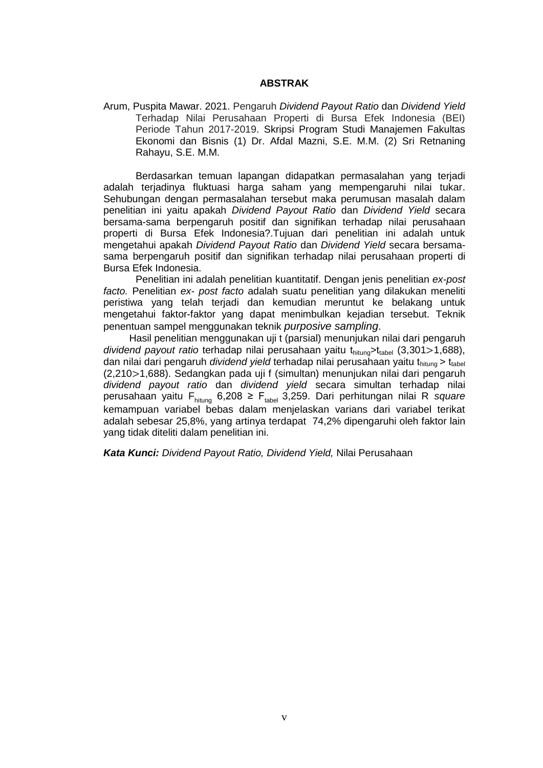# ABSTRAK

Arum, Puspita Mawar. 2021. Pengaruh *Dividend Payout Ratio* dan *Dividend Yield* Terhadap Nilai Perusahaan Properti di Bursa Efek Indonesia (BEI) Periode Tahun 2017-2019. Skripsi Program Studi Manajemen Fakultas Ekonomi dan Bisnis (1) Dr. Afdal Mazni, S.E. M.M. (2) Sri Retnaning Rahayu, S.E. M.M.

Berdasarkan temuan lapangan didapatkan permasalahan yang terjadi adalah terjadinya fluktuasi harga saham yang mempengaruhi nilai tukar. Sehubungan dengan permasalahan tersebut maka perumusan masalah dalam penelitian ini yaitu apakah *Dividend Payout Ratio* dan *Dividend Yield* secara bersama-sama berpengaruh positif dan signifikan terhadap nilai perusahaan properti di Bursa Efek Indonesia?.Tujuan dari penelitian ini adalah untuk mengetahui apakah *Dividend Payout Ratio* dan *Dividend Yield* secara bersama-sama berpengaruh positif dan signifikan terhadap nilai perusahaan properti di Bursa Efek Indonesia.

Penelitian ini adalah penelitian kuantitatif. Dengan jenis penelitian *ex-post facto.* Penelitian *ex- post facto* adalah suatu penelitian yang dilakukan meneliti peristiwa yang telah terjadi dan kemudian meruntut ke belakang untuk mengetahui faktor-faktor yang dapat menimbulkan kejadian tersebut. Teknik penentuan sampel menggunakan teknik *purposive sampling*.

Hasil penelitian menggunakan uji t (parsial) menunjukan nilai dari pengaruh *dividend payout ratio* terhadap nilai perusahaan yaitu $t_{hitung} > t_{tabel}$ (3,301>1,688), dan nilai dari pengaruh *dividend yield* terhadap nilai perusahaan yaitu $t_{hitung} > t_{tabel}$ (2,210>1,688). Sedangkan pada uji f (simultan) menunjukan nilai dari pengaruh *dividend payout ratio* dan *dividend yield* secara simultan terhadap nilai perusahaan yaitu $F_{hitung}$ 6,208 ≥ $F_{tabel}$ 3,259. Dari perhitungan nilai R *square* kemampuan variabel bebas dalam menjelaskan varians dari variabel terikat adalah sebesar 25,8%, yang artinya terdapat 74,2% dipengaruhi oleh faktor lain yang tidak diteliti dalam penelitian ini.

***Kata Kunci:*** *Dividend Payout Ratio, Dividend Yield,* Nilai Perusahaan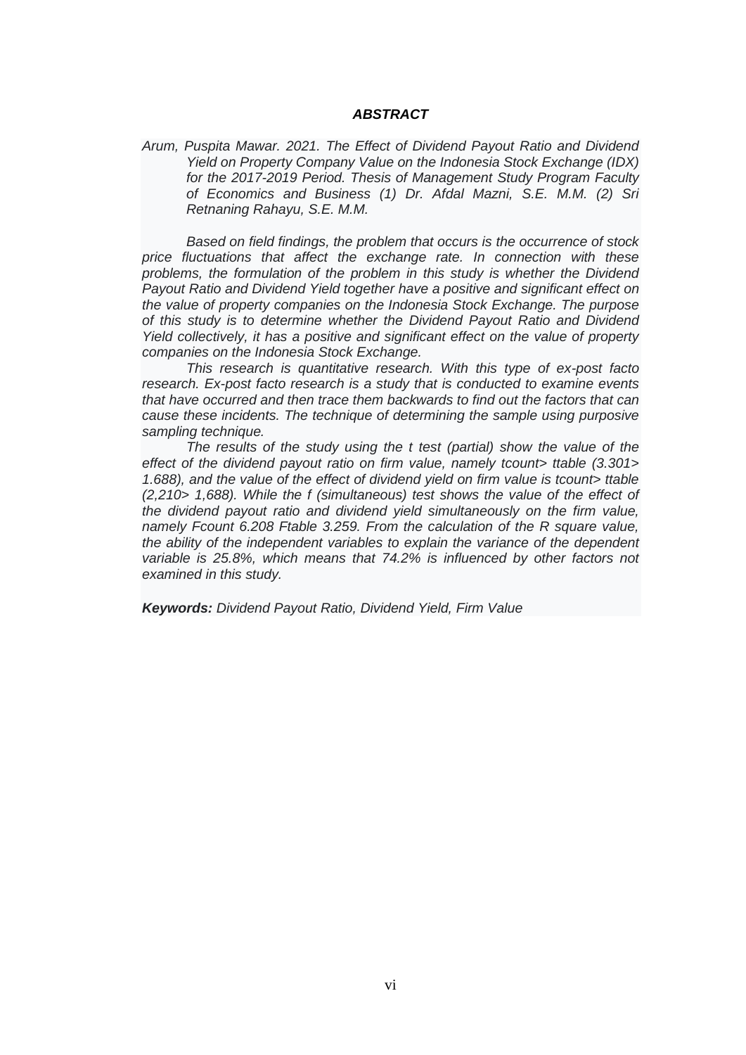### *ABSTRACT*

*Arum, Puspita Mawar. 2021. The Effect of Dividend Payout Ratio and Dividend Yield on Property Company Value on the Indonesia Stock Exchange (IDX) for the 2017-2019 Period. Thesis of Management Study Program Faculty of Economics and Business (1) Dr. Afdal Mazni, S.E. M.M. (2) Sri Retnaning Rahayu, S.E. M.M.*

*Based on field findings, the problem that occurs is the occurrence of stock price fluctuations that affect the exchange rate. In connection with these problems, the formulation of the problem in this study is whether the Dividend Payout Ratio and Dividend Yield together have a positive and significant effect on the value of property companies on the Indonesia Stock Exchange. The purpose of this study is to determine whether the Dividend Payout Ratio and Dividend Yield collectively, it has a positive and significant effect on the value of property companies on the Indonesia Stock Exchange.*

*This research is quantitative research. With this type of ex-post facto research. Ex-post facto research is a study that is conducted to examine events that have occurred and then trace them backwards to find out the factors that can cause these incidents. The technique of determining the sample using purposive sampling technique.*

*The results of the study using the t test (partial) show the value of the effect of the dividend payout ratio on firm value, namely tcount> ttable (3.301> 1.688), and the value of the effect of dividend yield on firm value is tcount> ttable (2,210> 1,688). While the f (simultaneous) test shows the value of the effect of the dividend payout ratio and dividend yield simultaneously on the firm value, namely Fcount 6.208 Ftable 3.259. From the calculation of the R square value, the ability of the independent variables to explain the variance of the dependent variable is 25.8%, which means that 74.2% is influenced by other factors not examined in this study.*

***Keywords:*** *Dividend Payout Ratio, Dividend Yield, Firm Value*